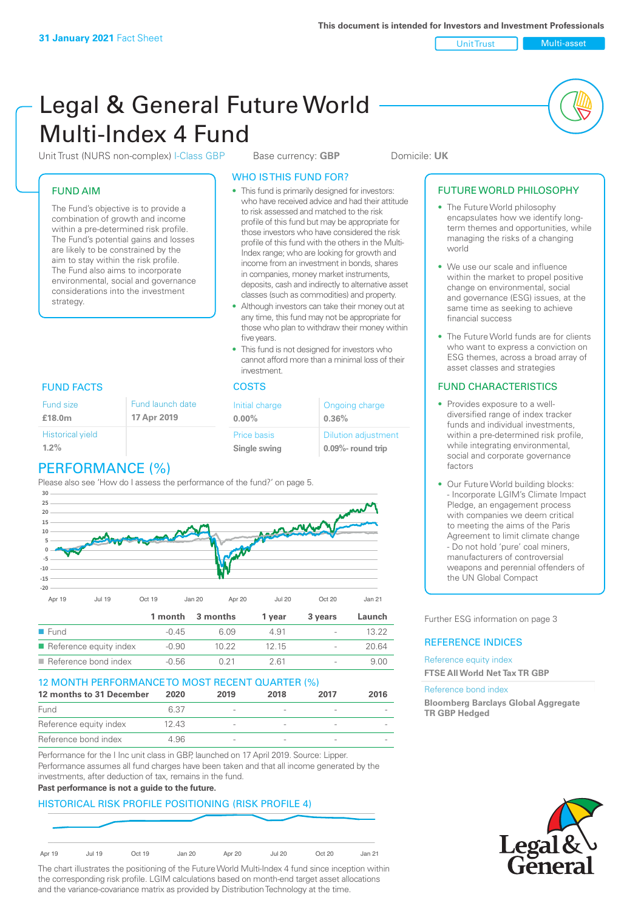**31 January 2021** Fact Sheet

This document is intended for Investors and Investment Professionals

Unit Trust | Multi-asset

# Legal & General Future World Multi-Index 4 Fund

Unit Trust (NURS non-complex) I-Class GBP    Base currency: **GBP**    Domicile: **UK**

## FUND AIM

The Fund's objective is to provide a combination of growth and income within a pre-determined risk profile. The Fund's potential gains and losses are likely to be constrained by the aim to stay within the risk profile. The Fund also aims to incorporate environmental, social and governance considerations into the investment strategy.

## WHO IS THIS FUND FOR?

- This fund is primarily designed for investors: who have received advice and had their attitude to risk assessed and matched to the risk profile of this fund but may be appropriate for those investors who have considered the risk profile of this fund with the others in the Multi-Index range; who are looking for growth and income from an investment in bonds, shares in companies, money market instruments, deposits, cash and indirectly to alternative asset classes (such as commodities) and property.
- Although investors can take their money out at any time, this fund may not be appropriate for those who plan to withdraw their money within five years.
- This fund is not designed for investors who cannot afford more than a minimal loss of their investment.

## FUND FACTS

| Fund size | Fund launch date |
|---|---|
| **£18.0m** | **17 Apr 2019** |
| Historical yield | |
| **1.2%** | |

## COSTS

| Initial charge | Ongoing charge |
|---|---|
| **0.00%** | **0.36%** |
| Price basis | Dilution adjustment |
| **Single swing** | **0.09%- round trip** |

## PERFORMANCE (%)

Please also see 'How do I assess the performance of the fund?' on page 5.

| | 1 month | 3 months | 1 year | 3 years | Launch |
|---|---|---|---|---|---|
| Fund | -0.45 | 6.09 | 4.91 | - | 13.22 |
| Reference equity index | -0.90 | 10.22 | 12.15 | - | 20.64 |
| Reference bond index | -0.56 | 0.21 | 2.61 | - | 9.00 |

## 12 MONTH PERFORMANCE TO MOST RECENT QUARTER (%)

| 12 months to 31 December | 2020 | 2019 | 2018 | 2017 | 2016 |
|---|---|---|---|---|---|
| Fund | 6.37 | - | - | - | - |
| Reference equity index | 12.43 | - | - | - | - |
| Reference bond index | 4.96 | - | - | - | - |

Performance for the I Inc unit class in GBP, launched on 17 April 2019. Source: Lipper. Performance assumes all fund charges have been taken and that all income generated by the investments, after deduction of tax, remains in the fund.

**Past performance is not a guide to the future.**

## HISTORICAL RISK PROFILE POSITIONING (RISK PROFILE 4)

The chart illustrates the positioning of the Future World Multi-Index 4 fund since inception within the corresponding risk profile. LGIM calculations based on month-end target asset allocations and the variance-covariance matrix as provided by Distribution Technology at the time.

## FUTURE WORLD PHILOSOPHY

- The Future World philosophy encapsulates how we identify long-term themes and opportunities, while managing the risks of a changing world
- We use our scale and influence within the market to propel positive change on environmental, social and governance (ESG) issues, at the same time as seeking to achieve financial success
- The Future World funds are for clients who want to express a conviction on ESG themes, across a broad array of asset classes and strategies

## FUND CHARACTERISTICS

- Provides exposure to a well-diversified range of index tracker funds and individual investments, within a pre-determined risk profile, while integrating environmental, social and corporate governance factors
- Our Future World building blocks:
  - Incorporate LGIM's Climate Impact Pledge, an engagement process with companies we deem critical to meeting the aims of the Paris Agreement to limit climate change
  - Do not hold 'pure' coal miners, manufacturers of controversial weapons and perennial offenders of the UN Global Compact

Further ESG information on page 3

## REFERENCE INDICES

Reference equity index
**FTSE All World Net Tax TR GBP**

Reference bond index
**Bloomberg Barclays Global Aggregate TR GBP Hedged**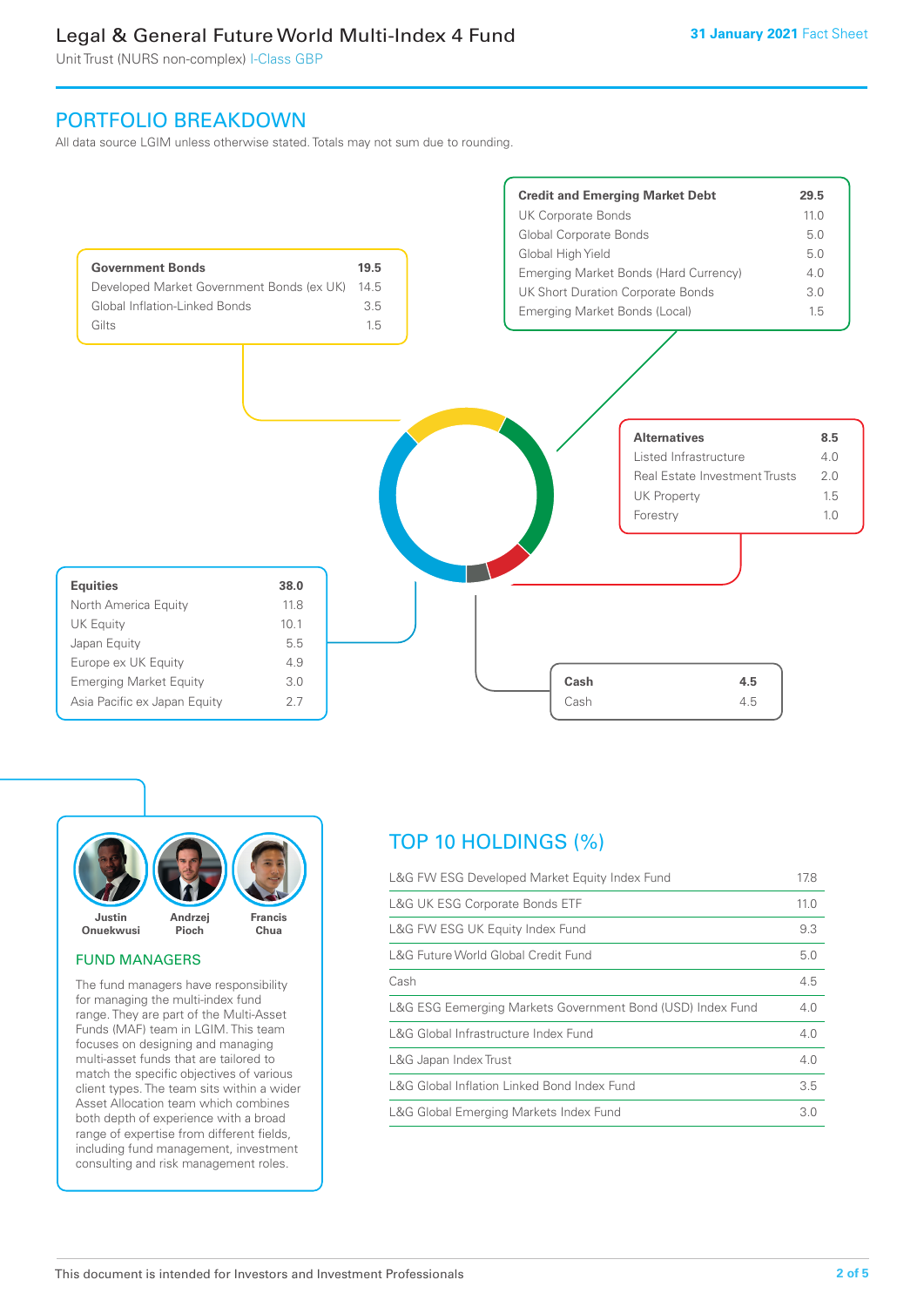# Legal & General Future World Multi-Index 4 Fund

Unit Trust (NURS non-complex) I-Class GBP

31 January 2021 Fact Sheet

## PORTFOLIO BREAKDOWN

All data source LGIM unless otherwise stated. Totals may not sum due to rounding.

| Government Bonds | 19.5 |
|---|---|
| Developed Market Government Bonds (ex UK) | 14.5 |
| Global Inflation-Linked Bonds | 3.5 |
| Gilts | 1.5 |

| Credit and Emerging Market Debt | 29.5 |
|---|---|
| UK Corporate Bonds | 11.0 |
| Global Corporate Bonds | 5.0 |
| Global High Yield | 5.0 |
| Emerging Market Bonds (Hard Currency) | 4.0 |
| UK Short Duration Corporate Bonds | 3.0 |
| Emerging Market Bonds (Local) | 1.5 |

| Alternatives | 8.5 |
|---|---|
| Listed Infrastructure | 4.0 |
| Real Estate Investment Trusts | 2.0 |
| UK Property | 1.5 |
| Forestry | 1.0 |

| Equities | 38.0 |
|---|---|
| North America Equity | 11.8 |
| UK Equity | 10.1 |
| Japan Equity | 5.5 |
| Europe ex UK Equity | 4.9 |
| Emerging Market Equity | 3.0 |
| Asia Pacific ex Japan Equity | 2.7 |

| Cash | 4.5 |
|---|---|
| Cash | 4.5 |

Justin Onuekwusi, Andrzej Pioch, Francis Chua

### FUND MANAGERS

The fund managers have responsibility for managing the multi-index fund range. They are part of the Multi-Asset Funds (MAF) team in LGIM. This team focuses on designing and managing multi-asset funds that are tailored to match the specific objectives of various client types. The team sits within a wider Asset Allocation team which combines both depth of experience with a broad range of expertise from different fields, including fund management, investment consulting and risk management roles.

## TOP 10 HOLDINGS (%)

| Holding | % |
|---|---|
| L&G FW ESG Developed Market Equity Index Fund | 17.8 |
| L&G UK ESG Corporate Bonds ETF | 11.0 |
| L&G FW ESG UK Equity Index Fund | 9.3 |
| L&G Future World Global Credit Fund | 5.0 |
| Cash | 4.5 |
| L&G ESG Eemerging Markets Government Bond (USD) Index Fund | 4.0 |
| L&G Global Infrastructure Index Fund | 4.0 |
| L&G Japan Index Trust | 4.0 |
| L&G Global Inflation Linked Bond Index Fund | 3.5 |
| L&G Global Emerging Markets Index Fund | 3.0 |

This document is intended for Investors and Investment Professionals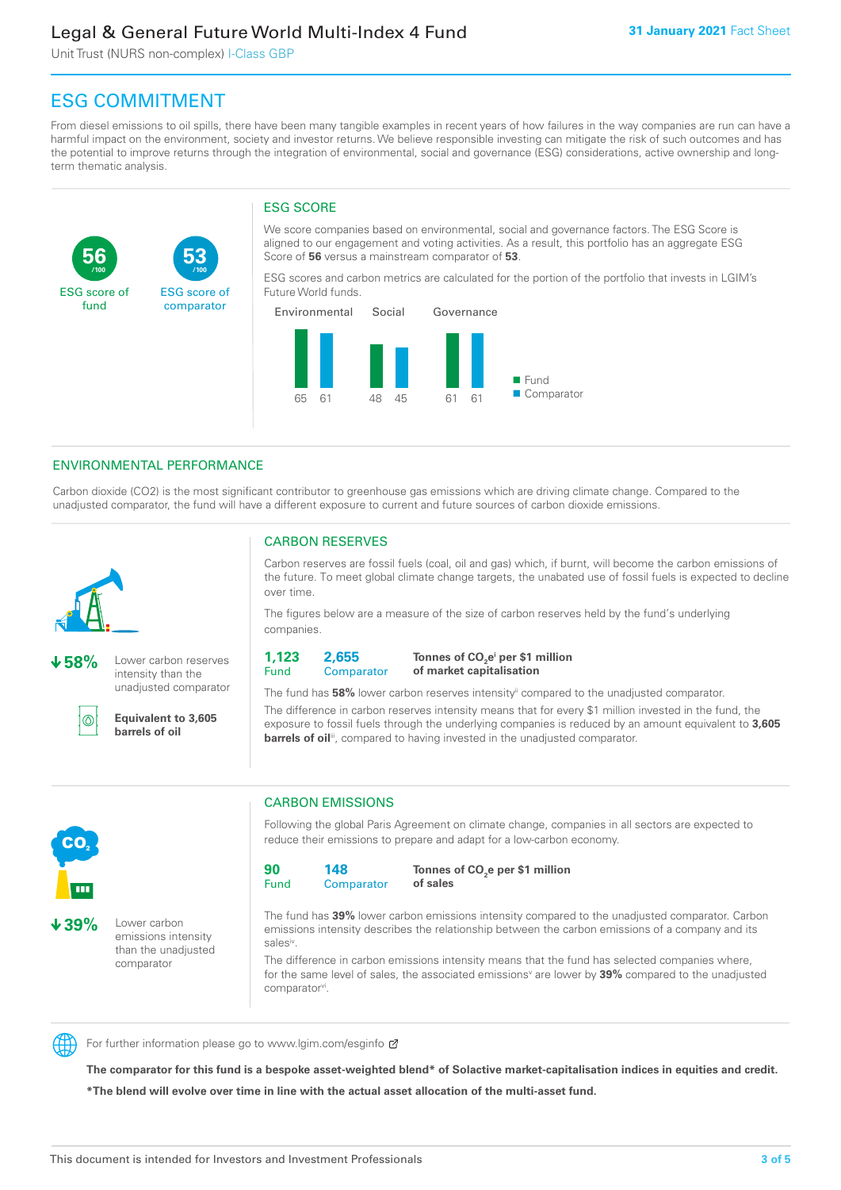# ESG COMMITMENT

From diesel emissions to oil spills, there have been many tangible examples in recent years of how failures in the way companies are run can have a harmful impact on the environment, society and investor returns. We believe responsible investing can mitigate the risk of such outcomes and has the potential to improve returns through the integration of environmental, social and governance (ESG) considerations, active ownership and long-term thematic analysis.

**56** /100 ESG score of fund

**53** /100 ESG score of comparator

## ESG SCORE

We score companies based on environmental, social and governance factors. The ESG Score is aligned to our engagement and voting activities. As a result, this portfolio has an aggregate ESG Score of **56** versus a mainstream comparator of **53**.

ESG scores and carbon metrics are calculated for the portion of the portfolio that invests in LGIM's Future World funds.

| | Environmental | Social | Governance |
|---|---|---|---|
| Fund | 65 | 48 | 61 |
| Comparator | 61 | 45 | 61 |

## ENVIRONMENTAL PERFORMANCE

Carbon dioxide (CO2) is the most significant contributor to greenhouse gas emissions which are driving climate change. Compared to the unadjusted comparator, the fund will have a different exposure to current and future sources of carbon dioxide emissions.

**↓58%** Lower carbon reserves intensity than the unadjusted comparator

**Equivalent to 3,605 barrels of oil**

### CARBON RESERVES

Carbon reserves are fossil fuels (coal, oil and gas) which, if burnt, will become the carbon emissions of the future. To meet global climate change targets, the unabated use of fossil fuels is expected to decline over time.

The figures below are a measure of the size of carbon reserves held by the fund's underlying companies.

**1,123** Fund | **2,655** Comparator | **Tonnes of $CO_2e$[i] per $1 million of market capitalisation**

The fund has **58%** lower carbon reserves intensity[ii] compared to the unadjusted comparator.

The difference in carbon reserves intensity means that for every $1 million invested in the fund, the exposure to fossil fuels through the underlying companies is reduced by an amount equivalent to **3,605 barrels of oil**[iii], compared to having invested in the unadjusted comparator.

**↓39%** Lower carbon emissions intensity than the unadjusted comparator

### CARBON EMISSIONS

Following the global Paris Agreement on climate change, companies in all sectors are expected to reduce their emissions to prepare and adapt for a low-carbon economy.

**90** Fund | **148** Comparator | **Tonnes of $CO_2e$ per $1 million of sales**

The fund has **39%** lower carbon emissions intensity compared to the unadjusted comparator. Carbon emissions intensity describes the relationship between the carbon emissions of a company and its sales[iv].

The difference in carbon emissions intensity means that the fund has selected companies where, for the same level of sales, the associated emissions[v] are lower by **39%** compared to the unadjusted comparator[vi].

For further information please go to www.lgim.com/esginfo

**The comparator for this fund is a bespoke asset-weighted blend* of Solactive market-capitalisation indices in equities and credit.**

***The blend will evolve over time in line with the actual asset allocation of the multi-asset fund.**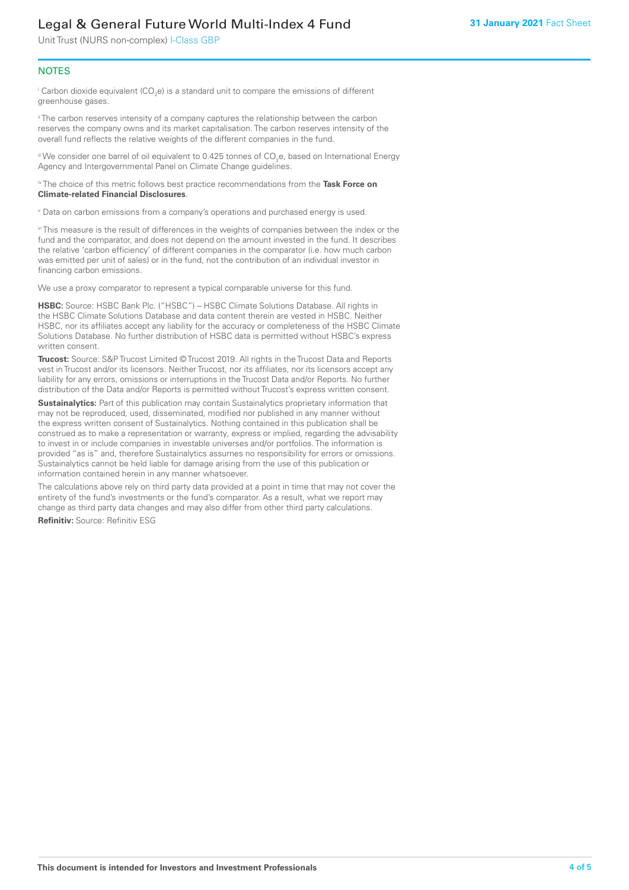## NOTES

[i] Carbon dioxide equivalent ($CO_2e$) is a standard unit to compare the emissions of different greenhouse gases.

[ii] The carbon reserves intensity of a company captures the relationship between the carbon reserves the company owns and its market capitalisation. The carbon reserves intensity of the overall fund reflects the relative weights of the different companies in the fund.

[iii] We consider one barrel of oil equivalent to 0.425 tonnes of $CO_2e$, based on International Energy Agency and Intergovernmental Panel on Climate Change guidelines.

[iv] The choice of this metric follows best practice recommendations from the **Task Force on Climate-related Financial Disclosures**.

[v] Data on carbon emissions from a company's operations and purchased energy is used.

[vi] This measure is the result of differences in the weights of companies between the index or the fund and the comparator, and does not depend on the amount invested in the fund. It describes the relative 'carbon efficiency' of different companies in the comparator (i.e. how much carbon was emitted per unit of sales) or in the fund, not the contribution of an individual investor in financing carbon emissions.

We use a proxy comparator to represent a typical comparable universe for this fund.

**HSBC:** Source: HSBC Bank Plc. ("HSBC") – HSBC Climate Solutions Database. All rights in the HSBC Climate Solutions Database and data content therein are vested in HSBC. Neither HSBC, nor its affiliates accept any liability for the accuracy or completeness of the HSBC Climate Solutions Database. No further distribution of HSBC data is permitted without HSBC's express written consent.

**Trucost:** Source: S&P Trucost Limited © Trucost 2019. All rights in the Trucost Data and Reports vest in Trucost and/or its licensors. Neither Trucost, nor its affiliates, nor its licensors accept any liability for any errors, omissions or interruptions in the Trucost Data and/or Reports. No further distribution of the Data and/or Reports is permitted without Trucost's express written consent.

**Sustainalytics:** Part of this publication may contain Sustainalytics proprietary information that may not be reproduced, used, disseminated, modified nor published in any manner without the express written consent of Sustainalytics. Nothing contained in this publication shall be construed as to make a representation or warranty, express or implied, regarding the advisability to invest in or include companies in investable universes and/or portfolios. The information is provided "as is" and, therefore Sustainalytics assumes no responsibility for errors or omissions. Sustainalytics cannot be held liable for damage arising from the use of this publication or information contained herein in any manner whatsoever.

The calculations above rely on third party data provided at a point in time that may not cover the entirety of the fund's investments or the fund's comparator. As a result, what we report may change as third party data changes and may also differ from other third party calculations.

**Refinitiv:** Source: Refinitiv ESG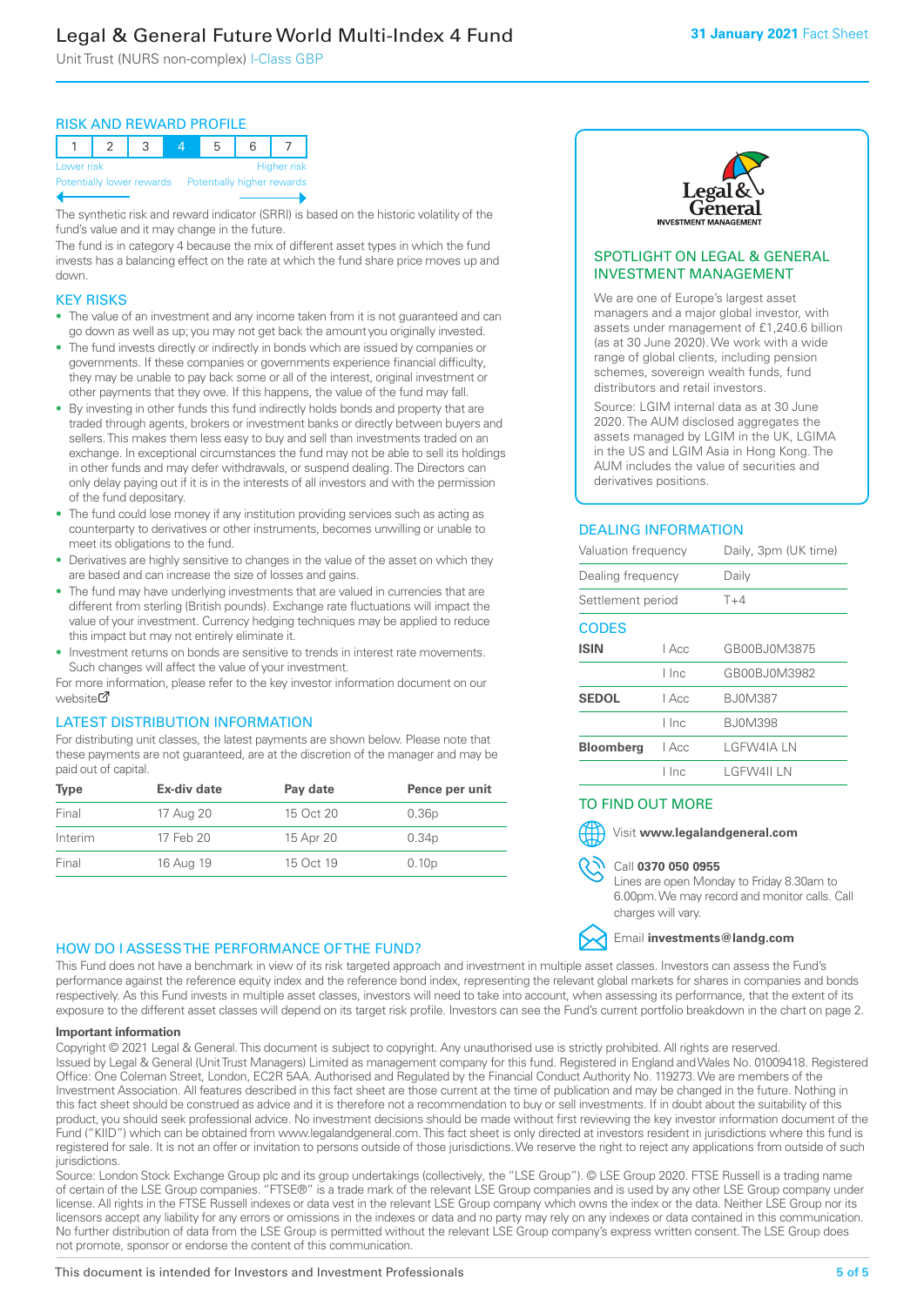# Legal & General Future World Multi-Index 4 Fund

Unit Trust (NURS non-complex) I-Class GBP

**31 January 2021** Fact Sheet

## RISK AND REWARD PROFILE

| 1 | 2 | 3 | 4 | 5 | 6 | 7 |
|---|---|---|---|---|---|---|

Lower risk — Higher risk

Potentially lower rewards — Potentially higher rewards

The synthetic risk and reward indicator (SRRI) is based on the historic volatility of the fund's value and it may change in the future.

The fund is in category 4 because the mix of different asset types in which the fund invests has a balancing effect on the rate at which the fund share price moves up and down.

## KEY RISKS

- The value of an investment and any income taken from it is not guaranteed and can go down as well as up; you may not get back the amount you originally invested.
- The fund invests directly or indirectly in bonds which are issued by companies or governments. If these companies or governments experience financial difficulty, they may be unable to pay back some or all of the interest, original investment or other payments that they owe. If this happens, the value of the fund may fall.
- By investing in other funds this fund indirectly holds bonds and property that are traded through agents, brokers or investment banks or directly between buyers and sellers. This makes them less easy to buy and sell than investments traded on an exchange. In exceptional circumstances the fund may not be able to sell its holdings in other funds and may defer withdrawals, or suspend dealing. The Directors can only delay paying out if it is in the interests of all investors and with the permission of the fund depositary.
- The fund could lose money if any institution providing services such as acting as counterparty to derivatives or other instruments, becomes unwilling or unable to meet its obligations to the fund.
- Derivatives are highly sensitive to changes in the value of the asset on which they are based and can increase the size of losses and gains.
- The fund may have underlying investments that are valued in currencies that are different from sterling (British pounds). Exchange rate fluctuations will impact the value of your investment. Currency hedging techniques may be applied to reduce this impact but may not entirely eliminate it.
- Investment returns on bonds are sensitive to trends in interest rate movements. Such changes will affect the value of your investment.

For more information, please refer to the key investor information document on our website

## LATEST DISTRIBUTION INFORMATION

For distributing unit classes, the latest payments are shown below. Please note that these payments are not guaranteed, are at the discretion of the manager and may be paid out of capital.

| Type | Ex-div date | Pay date | Pence per unit |
|---|---|---|---|
| Final | 17 Aug 20 | 15 Oct 20 | 0.36p |
| Interim | 17 Feb 20 | 15 Apr 20 | 0.34p |
| Final | 16 Aug 19 | 15 Oct 19 | 0.10p |

## SPOTLIGHT ON LEGAL & GENERAL INVESTMENT MANAGEMENT

We are one of Europe's largest asset managers and a major global investor, with assets under management of £1,240.6 billion (as at 30 June 2020). We work with a wide range of global clients, including pension schemes, sovereign wealth funds, fund distributors and retail investors.

Source: LGIM internal data as at 30 June 2020. The AUM disclosed aggregates the assets managed by LGIM in the UK, LGIMA in the US and LGIM Asia in Hong Kong. The AUM includes the value of securities and derivatives positions.

## DEALING INFORMATION

| | |
|---|---|
| Valuation frequency | Daily, 3pm (UK time) |
| Dealing frequency | Daily |
| Settlement period | T+4 |

## CODES

| | | |
|---|---|---|
| **ISIN** | I Acc | GB00BJ0M3875 |
| | I Inc | GB00BJ0M3982 |
| **SEDOL** | I Acc | BJ0M387 |
| | I Inc | BJ0M398 |
| **Bloomberg** | I Acc | LGFW4IA LN |
| | I Inc | LGFW4II LN |

## TO FIND OUT MORE

Visit **www.legalandgeneral.com**

Call **0370 050 0955**
Lines are open Monday to Friday 8.30am to 6.00pm. We may record and monitor calls. Call charges will vary.

Email **investments@landg.com**

## HOW DO I ASSESS THE PERFORMANCE OF THE FUND?

This Fund does not have a benchmark in view of its risk targeted approach and investment in multiple asset classes. Investors can assess the Fund's performance against the reference equity index and the reference bond index, representing the relevant global markets for shares in companies and bonds respectively. As this Fund invests in multiple asset classes, investors will need to take into account, when assessing its performance, that the extent of its exposure to the different asset classes will depend on its target risk profile. Investors can see the Fund's current portfolio breakdown in the chart on page 2.

**Important information**

Copyright © 2021 Legal & General. This document is subject to copyright. Any unauthorised use is strictly prohibited. All rights are reserved.

Issued by Legal & General (Unit Trust Managers) Limited as management company for this fund. Registered in England and Wales No. 01009418. Registered Office: One Coleman Street, London, EC2R 5AA. Authorised and Regulated by the Financial Conduct Authority No. 119273. We are members of the Investment Association. All features described in this fact sheet are those current at the time of publication and may be changed in the future. Nothing in this fact sheet should be construed as advice and it is therefore not a recommendation to buy or sell investments. If in doubt about the suitability of this product, you should seek professional advice. No investment decisions should be made without first reviewing the key investor information document of the Fund ("KIID") which can be obtained from www.legalandgeneral.com. This fact sheet is only directed at investors resident in jurisdictions where this fund is registered for sale. It is not an offer or invitation to persons outside of those jurisdictions. We reserve the right to reject any applications from outside of such jurisdictions.

Source: London Stock Exchange Group plc and its group undertakings (collectively, the "LSE Group"). © LSE Group 2020. FTSE Russell is a trading name of certain of the LSE Group companies. "FTSE®" is a trade mark of the relevant LSE Group companies and is used by any other LSE Group company under license. All rights in the FTSE Russell indexes or data vest in the relevant LSE Group company which owns the index or the data. Neither LSE Group nor its licensors accept any liability for any errors or omissions in the indexes or data and no party may rely on any indexes or data contained in this communication. No further distribution of data from the LSE Group is permitted without the relevant LSE Group company's express written consent. The LSE Group does not promote, sponsor or endorse the content of this communication.

This document is intended for Investors and Investment Professionals